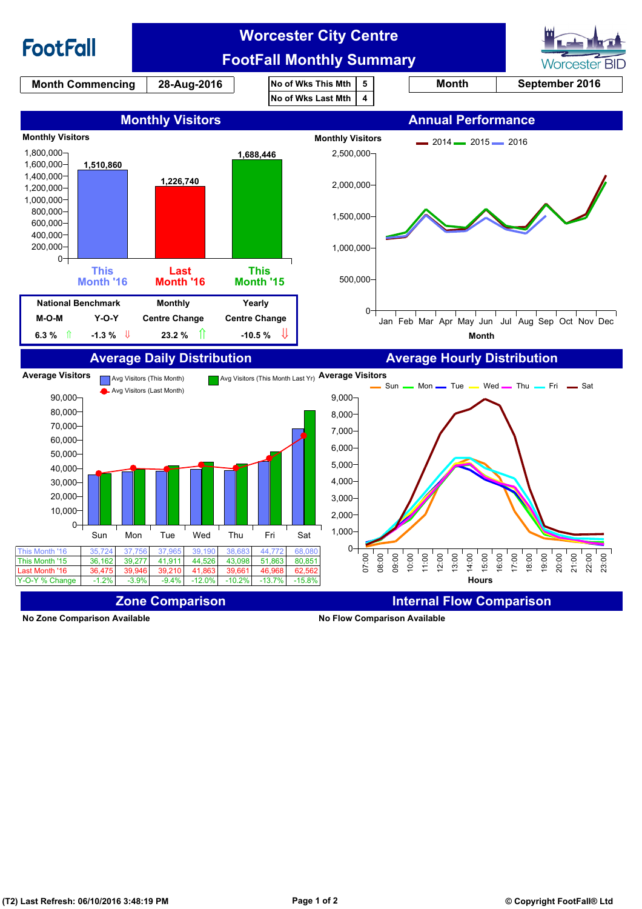# FootFall

## Worcester City Centre FootFall Monthly Summary

Worcester BID

| Month Commencing | 28-Aug-2016 |
|---|---|

| No of Wks This Mth | 5 |
|---|---|
| No of Wks Last Mth | 4 |

| Month | September 2016 |
|---|---|

## Monthly Visitors

Monthly Visitors

| | Visitors |
|---|---|
| This Month '16 | 1,510,860 |
| Last Month '16 | 1,226,740 |
| This Month '15 | 1,688,446 |

| National Benchmark | | Monthly | Yearly |
|---|---|---|---|
| M-O-M | Y-O-Y | Centre Change | Centre Change |
| 6.3 % ⇧ | -1.3 % ⇩ | 23.2 % ⇧ | -10.5 % ⇩ |

## Annual Performance

Monthly Visitors (2014, 2015, 2016)

## Average Daily Distribution

Average Visitors

| | Sun | Mon | Tue | Wed | Thu | Fri | Sat |
|---|---|---|---|---|---|---|---|
| This Month '16 | 35,724 | 37,756 | 37,965 | 39,190 | 38,683 | 44,772 | 68,080 |
| This Month '15 | 36,162 | 39,277 | 41,911 | 44,526 | 43,098 | 51,863 | 80,851 |
| Last Month '16 | 36,475 | 39,946 | 39,210 | 41,863 | 39,661 | 46,968 | 62,562 |
| Y-O-Y % Change | -1.2% | -3.9% | -9.4% | -12.0% | -10.2% | -13.7% | -15.8% |

## Average Hourly Distribution

Average Visitors (Sun, Mon, Tue, Wed, Thu, Fri, Sat) by Hours

## Zone Comparison

No Zone Comparison Available

## Internal Flow Comparison

No Flow Comparison Available

(T2) Last Refresh: 06/10/2016 3:48:19 PM

© Copyright FootFall® Ltd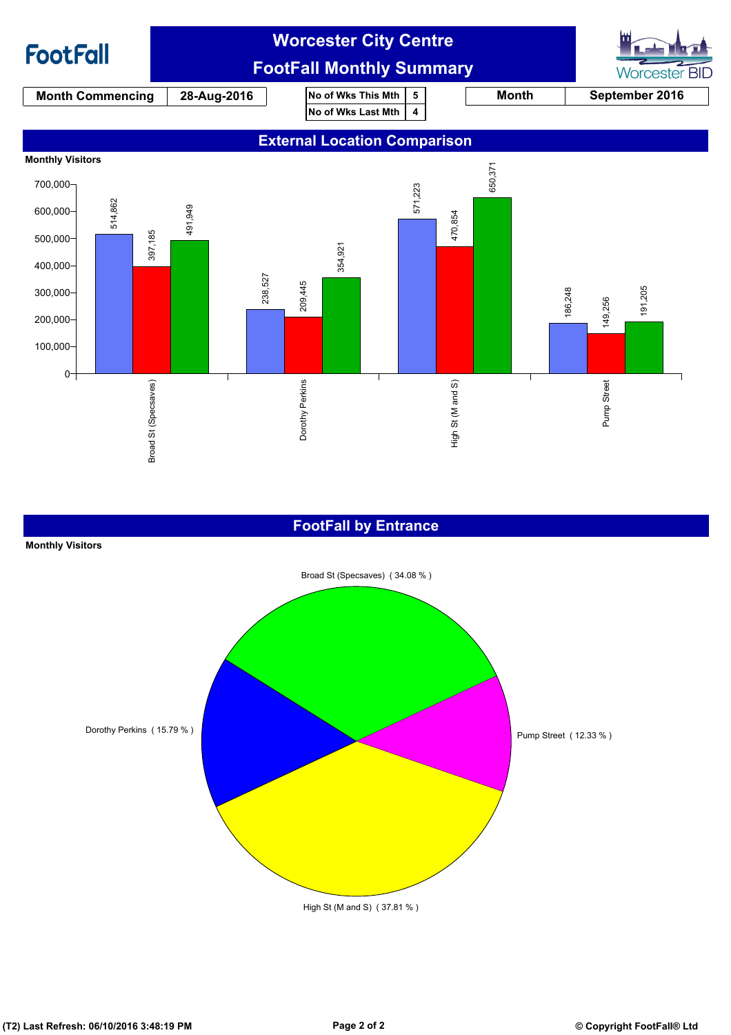# Worcester City Centre

## FootFall Monthly Summary

| Month Commencing | 28-Aug-2016 |
|---|---|

| No of Wks This Mth | 5 |
|---|---|
| No of Wks Last Mth | 4 |

| Month | September 2016 |
|---|---|

## External Location Comparison

**Monthly Visitors**

| Location | | | |
|---|---|---|---|
| Broad St (Specsaves) | 514,862 | 397,185 | 491,949 |
| Dorothy Perkins | 238,527 | 209,445 | 354,921 |
| High St (M and S) | 571,223 | 470,854 | 650,371 |
| Pump Street | 186,248 | 149,256 | 191,205 |

## FootFall by Entrance

**Monthly Visitors**

- Broad St (Specsaves) ( 34.08 % )
- Dorothy Perkins ( 15.79 % )
- High St (M and S) ( 37.81 % )
- Pump Street ( 12.33 % )

(T2) Last Refresh: 06/10/2016 3:48:19 PM

© Copyright FootFall® Ltd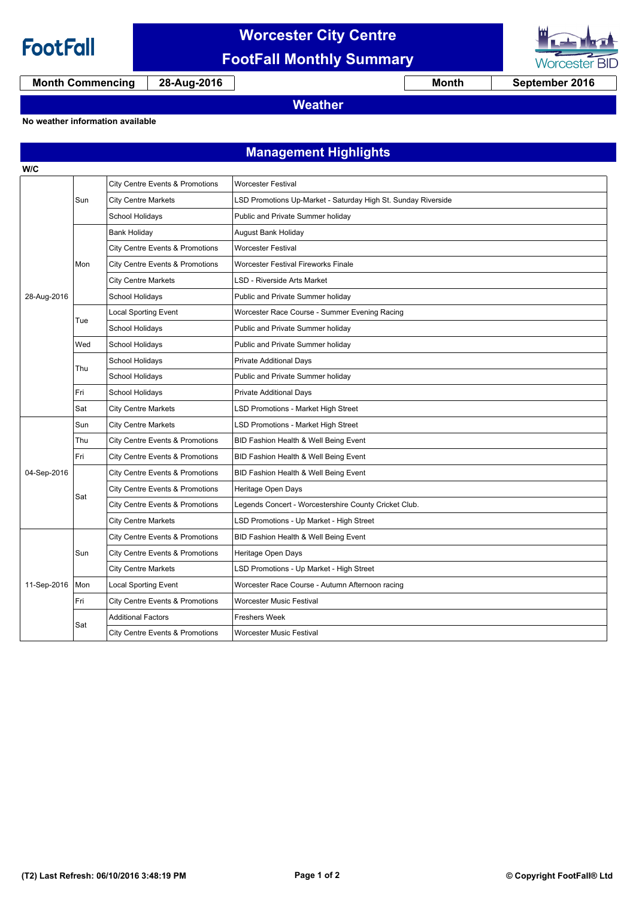# Worcester City Centre FootFall Monthly Summary

| Month Commencing | 28-Aug-2016 | Month | September 2016 |
|---|---|---|---|

## Weather

**No weather information available**

## Management Highlights

| W/C | Day | Category | Description |
|---|---|---|---|
| 28-Aug-2016 | Sun | City Centre Events & Promotions | Worcester Festival |
| | | City Centre Markets | LSD Promotions Up-Market - Saturday High St. Sunday Riverside |
| | | School Holidays | Public and Private Summer holiday |
| | Mon | Bank Holiday | August Bank Holiday |
| | | City Centre Events & Promotions | Worcester Festival |
| | | City Centre Events & Promotions | Worcester Festival Fireworks Finale |
| | | City Centre Markets | LSD - Riverside Arts Market |
| | | School Holidays | Public and Private Summer holiday |
| | Tue | Local Sporting Event | Worcester Race Course - Summer Evening Racing |
| | | School Holidays | Public and Private Summer holiday |
| | Wed | School Holidays | Public and Private Summer holiday |
| | Thu | School Holidays | Private Additional Days |
| | | School Holidays | Public and Private Summer holiday |
| | Fri | School Holidays | Private Additional Days |
| | Sat | City Centre Markets | LSD Promotions - Market High Street |
| 04-Sep-2016 | Sun | City Centre Markets | LSD Promotions - Market High Street |
| | Thu | City Centre Events & Promotions | BID Fashion Health & Well Being Event |
| | Fri | City Centre Events & Promotions | BID Fashion Health & Well Being Event |
| | Sat | City Centre Events & Promotions | BID Fashion Health & Well Being Event |
| | | City Centre Events & Promotions | Heritage Open Days |
| | | City Centre Events & Promotions | Legends Concert - Worcestershire County Cricket Club. |
| | | City Centre Markets | LSD Promotions - Up Market - High Street |
| 11-Sep-2016 | Sun | City Centre Events & Promotions | BID Fashion Health & Well Being Event |
| | | City Centre Events & Promotions | Heritage Open Days |
| | | City Centre Markets | LSD Promotions - Up Market - High Street |
| | Mon | Local Sporting Event | Worcester Race Course - Autumn Afternoon racing |
| | Fri | City Centre Events & Promotions | Worcester Music Festival |
| | Sat | Additional Factors | Freshers Week |
| | | City Centre Events & Promotions | Worcester Music Festival |

(T2) Last Refresh: 06/10/2016 3:48:19 PM

© Copyright FootFall® Ltd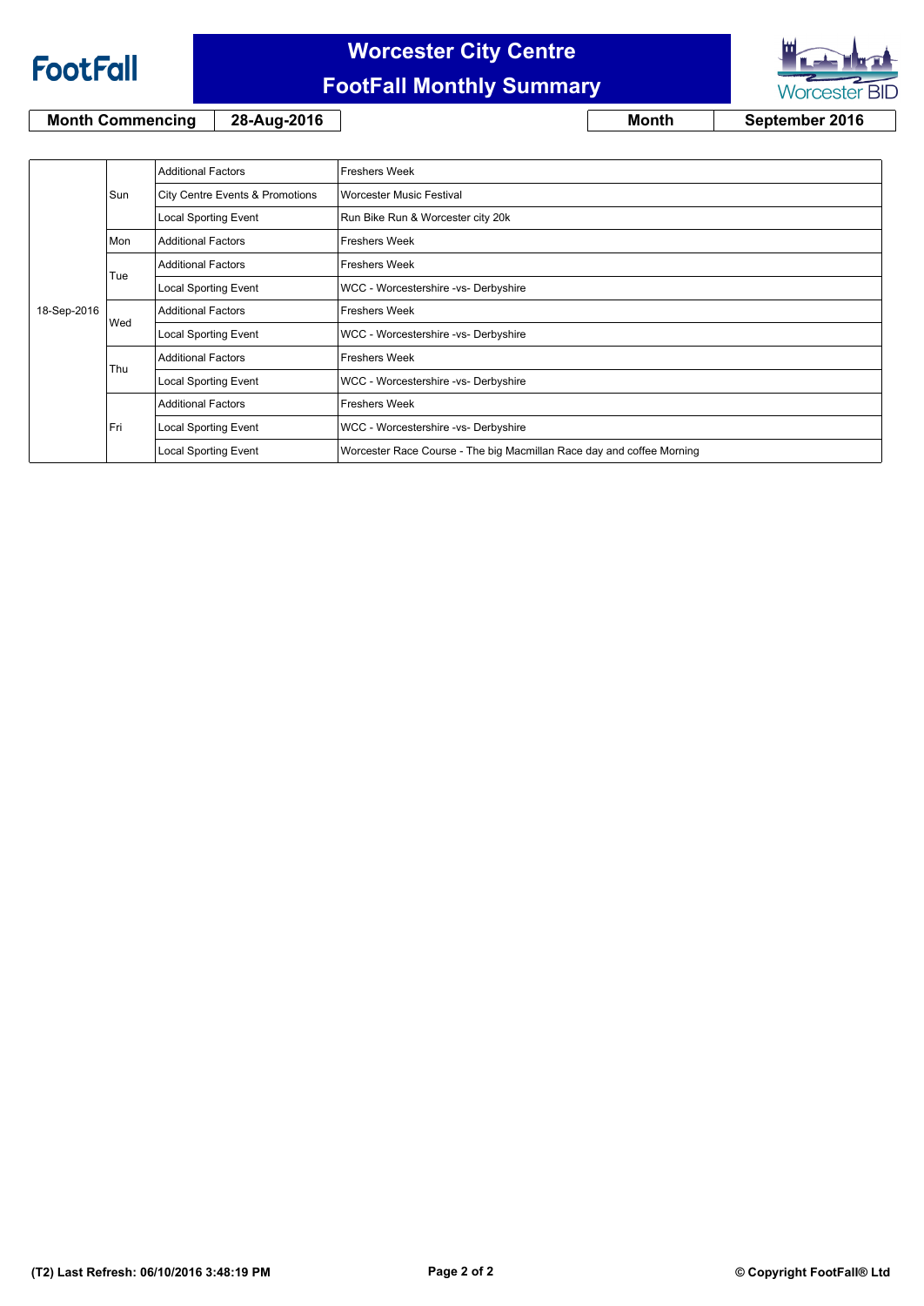# Worcester City Centre

## FootFall Monthly Summary

Worcester BID

| Month Commencing | 28-Aug-2016 | Month | September 2016 |
|---|---|---|---|

| | | | |
|---|---|---|---|
| 18-Sep-2016 | Sun | Additional Factors | Freshers Week |
| | | City Centre Events & Promotions | Worcester Music Festival |
| | | Local Sporting Event | Run Bike Run & Worcester city 20k |
| | Mon | Additional Factors | Freshers Week |
| | Tue | Additional Factors | Freshers Week |
| | | Local Sporting Event | WCC - Worcestershire -vs- Derbyshire |
| | Wed | Additional Factors | Freshers Week |
| | | Local Sporting Event | WCC - Worcestershire -vs- Derbyshire |
| | Thu | Additional Factors | Freshers Week |
| | | Local Sporting Event | WCC - Worcestershire -vs- Derbyshire |
| | Fri | Additional Factors | Freshers Week |
| | | Local Sporting Event | WCC - Worcestershire -vs- Derbyshire |
| | | Local Sporting Event | Worcester Race Course - The big Macmillan Race day and coffee Morning |

(T2) Last Refresh: 06/10/2016 3:48:19 PM

© Copyright FootFall® Ltd